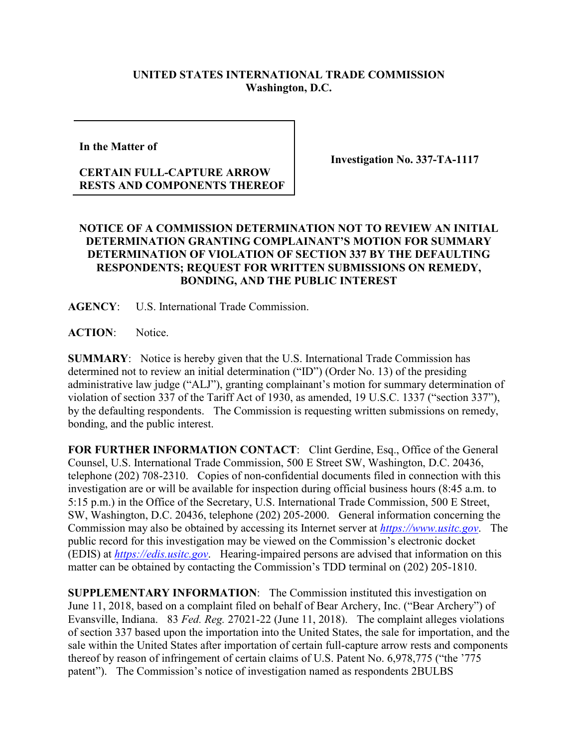**UNITED STATES INTERNATIONAL TRADE COMMISSION**
**Washington, D.C.**

| In the Matter of<br><br>CERTAIN FULL-CAPTURE ARROW RESTS AND COMPONENTS THEREOF | Investigation No. 337-TA-1117 |
|---|---|

**NOTICE OF A COMMISSION DETERMINATION NOT TO REVIEW AN INITIAL DETERMINATION GRANTING COMPLAINANT'S MOTION FOR SUMMARY DETERMINATION OF VIOLATION OF SECTION 337 BY THE DEFAULTING RESPONDENTS; REQUEST FOR WRITTEN SUBMISSIONS ON REMEDY, BONDING, AND THE PUBLIC INTEREST**

**AGENCY**: U.S. International Trade Commission.

**ACTION**: Notice.

**SUMMARY**: Notice is hereby given that the U.S. International Trade Commission has determined not to review an initial determination ("ID") (Order No. 13) of the presiding administrative law judge ("ALJ"), granting complainant's motion for summary determination of violation of section 337 of the Tariff Act of 1930, as amended, 19 U.S.C. 1337 ("section 337"), by the defaulting respondents. The Commission is requesting written submissions on remedy, bonding, and the public interest.

**FOR FURTHER INFORMATION CONTACT**: Clint Gerdine, Esq., Office of the General Counsel, U.S. International Trade Commission, 500 E Street SW, Washington, D.C. 20436, telephone (202) 708-2310. Copies of non-confidential documents filed in connection with this investigation are or will be available for inspection during official business hours (8:45 a.m. to 5:15 p.m.) in the Office of the Secretary, U.S. International Trade Commission, 500 E Street, SW, Washington, D.C. 20436, telephone (202) 205-2000. General information concerning the Commission may also be obtained by accessing its Internet server at *https://www.usitc.gov*. The public record for this investigation may be viewed on the Commission's electronic docket (EDIS) at *https://edis.usitc.gov*. Hearing-impaired persons are advised that information on this matter can be obtained by contacting the Commission's TDD terminal on (202) 205-1810.

**SUPPLEMENTARY INFORMATION**: The Commission instituted this investigation on June 11, 2018, based on a complaint filed on behalf of Bear Archery, Inc. ("Bear Archery") of Evansville, Indiana. 83 *Fed. Reg.* 27021-22 (June 11, 2018). The complaint alleges violations of section 337 based upon the importation into the United States, the sale for importation, and the sale within the United States after importation of certain full-capture arrow rests and components thereof by reason of infringement of certain claims of U.S. Patent No. 6,978,775 ("the '775 patent"). The Commission's notice of investigation named as respondents 2BULBS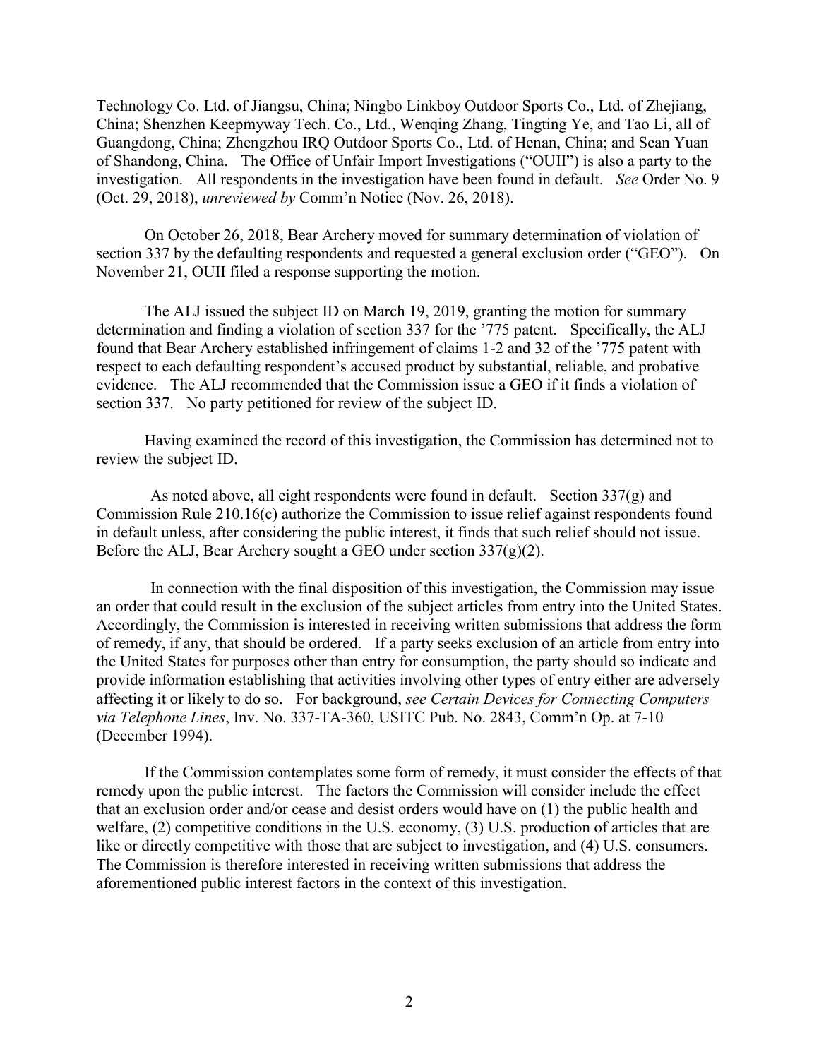Technology Co. Ltd. of Jiangsu, China; Ningbo Linkboy Outdoor Sports Co., Ltd. of Zhejiang, China; Shenzhen Keepmyway Tech. Co., Ltd., Wenqing Zhang, Tingting Ye, and Tao Li, all of Guangdong, China; Zhengzhou IRQ Outdoor Sports Co., Ltd. of Henan, China; and Sean Yuan of Shandong, China. The Office of Unfair Import Investigations ("OUII") is also a party to the investigation. All respondents in the investigation have been found in default. *See* Order No. 9 (Oct. 29, 2018), *unreviewed by* Comm'n Notice (Nov. 26, 2018).

On October 26, 2018, Bear Archery moved for summary determination of violation of section 337 by the defaulting respondents and requested a general exclusion order ("GEO"). On November 21, OUII filed a response supporting the motion.

The ALJ issued the subject ID on March 19, 2019, granting the motion for summary determination and finding a violation of section 337 for the '775 patent. Specifically, the ALJ found that Bear Archery established infringement of claims 1-2 and 32 of the '775 patent with respect to each defaulting respondent's accused product by substantial, reliable, and probative evidence. The ALJ recommended that the Commission issue a GEO if it finds a violation of section 337. No party petitioned for review of the subject ID.

Having examined the record of this investigation, the Commission has determined not to review the subject ID.

As noted above, all eight respondents were found in default. Section 337(g) and Commission Rule 210.16(c) authorize the Commission to issue relief against respondents found in default unless, after considering the public interest, it finds that such relief should not issue. Before the ALJ, Bear Archery sought a GEO under section 337(g)(2).

In connection with the final disposition of this investigation, the Commission may issue an order that could result in the exclusion of the subject articles from entry into the United States. Accordingly, the Commission is interested in receiving written submissions that address the form of remedy, if any, that should be ordered. If a party seeks exclusion of an article from entry into the United States for purposes other than entry for consumption, the party should so indicate and provide information establishing that activities involving other types of entry either are adversely affecting it or likely to do so. For background, *see Certain Devices for Connecting Computers via Telephone Lines*, Inv. No. 337-TA-360, USITC Pub. No. 2843, Comm'n Op. at 7-10 (December 1994).

If the Commission contemplates some form of remedy, it must consider the effects of that remedy upon the public interest. The factors the Commission will consider include the effect that an exclusion order and/or cease and desist orders would have on (1) the public health and welfare, (2) competitive conditions in the U.S. economy, (3) U.S. production of articles that are like or directly competitive with those that are subject to investigation, and (4) U.S. consumers. The Commission is therefore interested in receiving written submissions that address the aforementioned public interest factors in the context of this investigation.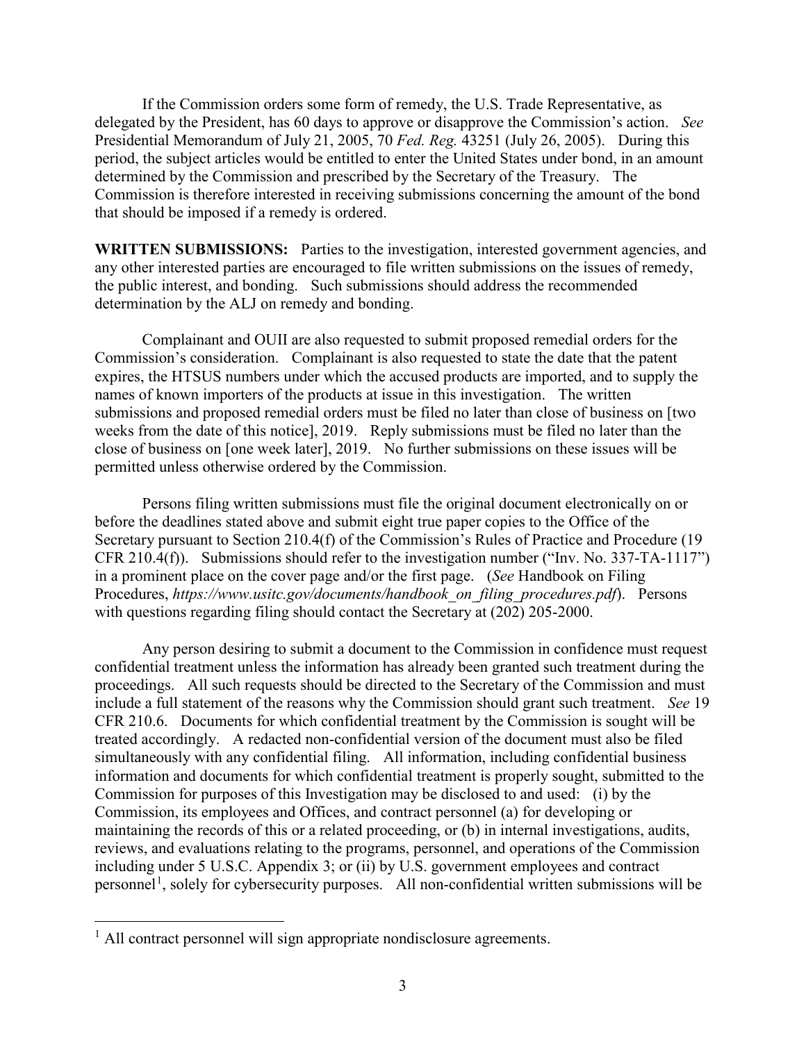If the Commission orders some form of remedy, the U.S. Trade Representative, as delegated by the President, has 60 days to approve or disapprove the Commission's action. *See* Presidential Memorandum of July 21, 2005, 70 *Fed. Reg.* 43251 (July 26, 2005). During this period, the subject articles would be entitled to enter the United States under bond, in an amount determined by the Commission and prescribed by the Secretary of the Treasury. The Commission is therefore interested in receiving submissions concerning the amount of the bond that should be imposed if a remedy is ordered.

**WRITTEN SUBMISSIONS:** Parties to the investigation, interested government agencies, and any other interested parties are encouraged to file written submissions on the issues of remedy, the public interest, and bonding. Such submissions should address the recommended determination by the ALJ on remedy and bonding.

Complainant and OUII are also requested to submit proposed remedial orders for the Commission's consideration. Complainant is also requested to state the date that the patent expires, the HTSUS numbers under which the accused products are imported, and to supply the names of known importers of the products at issue in this investigation. The written submissions and proposed remedial orders must be filed no later than close of business on [two weeks from the date of this notice], 2019. Reply submissions must be filed no later than the close of business on [one week later], 2019. No further submissions on these issues will be permitted unless otherwise ordered by the Commission.

Persons filing written submissions must file the original document electronically on or before the deadlines stated above and submit eight true paper copies to the Office of the Secretary pursuant to Section 210.4(f) of the Commission's Rules of Practice and Procedure (19 CFR 210.4(f)). Submissions should refer to the investigation number ("Inv. No. 337-TA-1117") in a prominent place on the cover page and/or the first page. (*See* Handbook on Filing Procedures, *https://www.usitc.gov/documents/handbook_on_filing_procedures.pdf*). Persons with questions regarding filing should contact the Secretary at (202) 205-2000.

Any person desiring to submit a document to the Commission in confidence must request confidential treatment unless the information has already been granted such treatment during the proceedings. All such requests should be directed to the Secretary of the Commission and must include a full statement of the reasons why the Commission should grant such treatment. *See* 19 CFR 210.6. Documents for which confidential treatment by the Commission is sought will be treated accordingly. A redacted non-confidential version of the document must also be filed simultaneously with any confidential filing. All information, including confidential business information and documents for which confidential treatment is properly sought, submitted to the Commission for purposes of this Investigation may be disclosed to and used: (i) by the Commission, its employees and Offices, and contract personnel (a) for developing or maintaining the records of this or a related proceeding, or (b) in internal investigations, audits, reviews, and evaluations relating to the programs, personnel, and operations of the Commission including under 5 U.S.C. Appendix 3; or (ii) by U.S. government employees and contract personnel[1], solely for cybersecurity purposes. All non-confidential written submissions will be

[1] All contract personnel will sign appropriate nondisclosure agreements.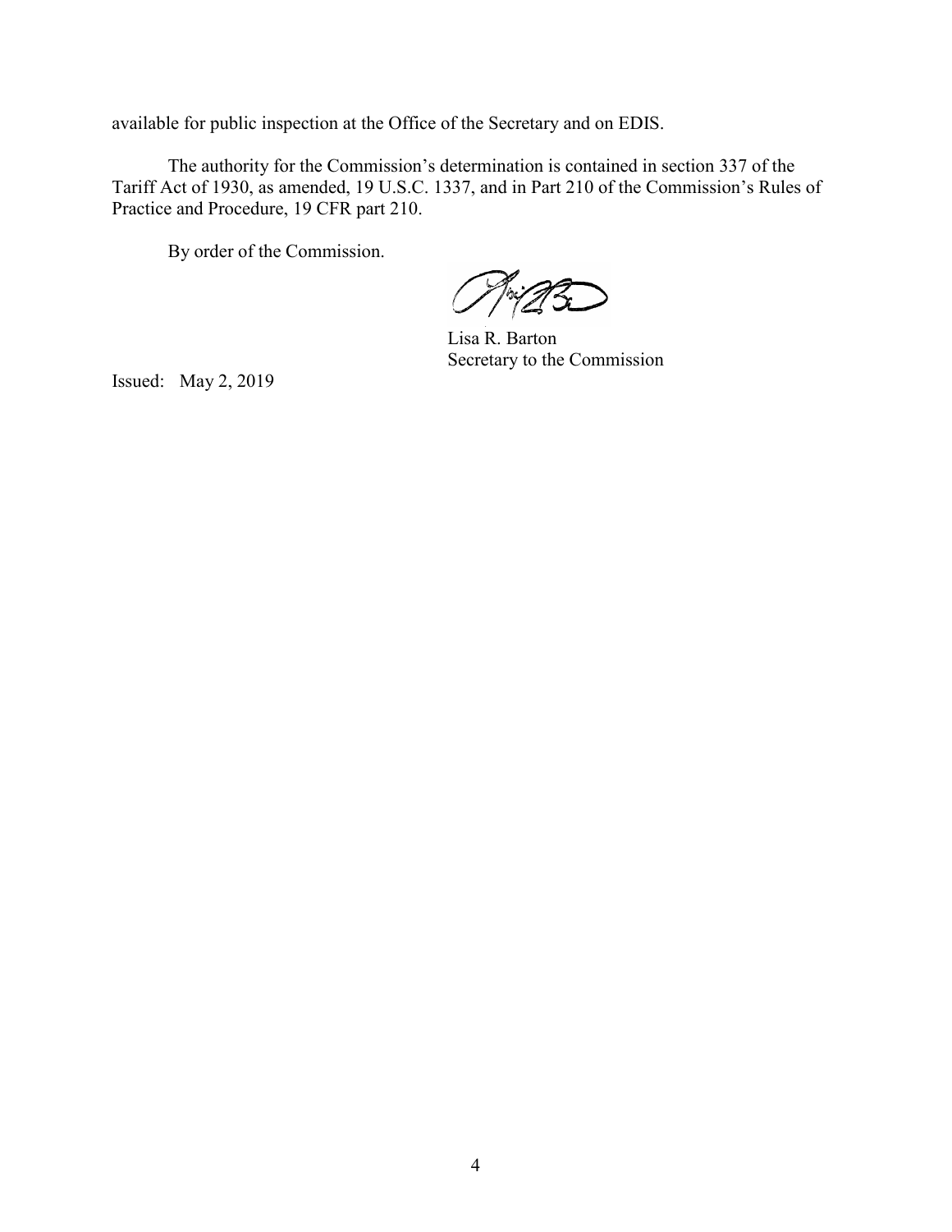available for public inspection at the Office of the Secretary and on EDIS.

The authority for the Commission's determination is contained in section 337 of the Tariff Act of 1930, as amended, 19 U.S.C. 1337, and in Part 210 of the Commission's Rules of Practice and Procedure, 19 CFR part 210.

By order of the Commission.

Lisa R. Barton
Secretary to the Commission

Issued: May 2, 2019